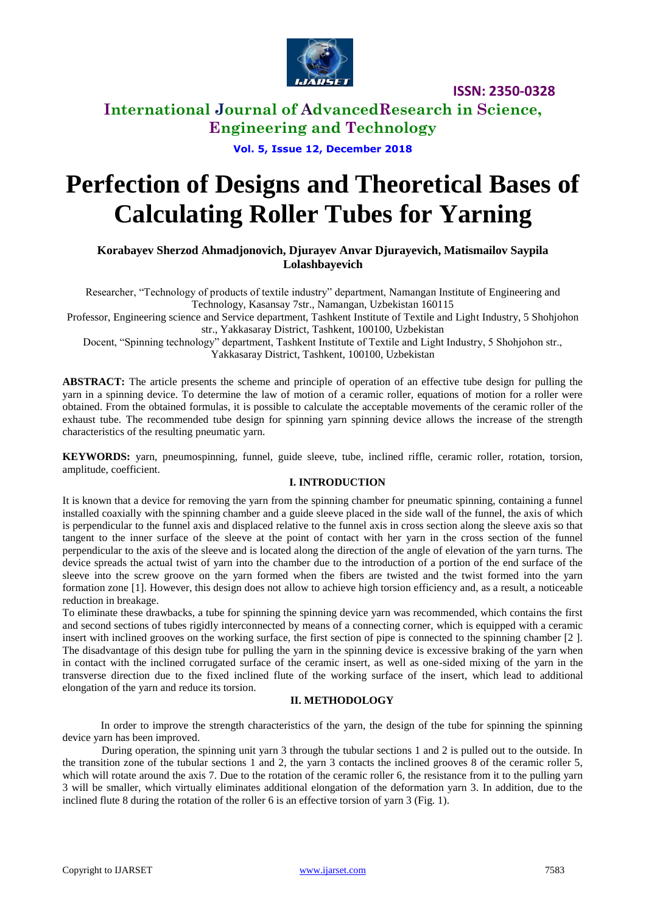# Perfection of Designs and Theoretical Bases of Calculating Roller Tubes for Yarning

**Korabayev Sherzod Ahmadjonovich, Djurayev Anvar Djurayevich, Matismailov Saypila Lolashbayevich**

Researcher, "Technology of products of textile industry" department, Namangan Institute of Engineering and Technology, Kasansay 7str., Namangan, Uzbekistan 160115

Professor, Engineering science and Service department, Tashkent Institute of Textile and Light Industry, 5 Shohjohon str., Yakkasaray District, Tashkent, 100100, Uzbekistan

Docent, "Spinning technology" department, Tashkent Institute of Textile and Light Industry, 5 Shohjohon str., Yakkasaray District, Tashkent, 100100, Uzbekistan

**ABSTRACT:** The article presents the scheme and principle of operation of an effective tube design for pulling the yarn in a spinning device. To determine the law of motion of a ceramic roller, equations of motion for a roller were obtained. From the obtained formulas, it is possible to calculate the acceptable movements of the ceramic roller of the exhaust tube. The recommended tube design for spinning yarn spinning device allows the increase of the strength characteristics of the resulting pneumatic yarn.

**KEYWORDS:** yarn, pneumospinning, funnel, guide sleeve, tube, inclined riffle, ceramic roller, rotation, torsion, amplitude, coefficient.

## I. INTRODUCTION

It is known that a device for removing the yarn from the spinning chamber for pneumatic spinning, containing a funnel installed coaxially with the spinning chamber and a guide sleeve placed in the side wall of the funnel, the axis of which is perpendicular to the funnel axis and displaced relative to the funnel axis in cross section along the sleeve axis so that tangent to the inner surface of the sleeve at the point of contact with her yarn in the cross section of the funnel perpendicular to the axis of the sleeve and is located along the direction of the angle of elevation of the yarn turns. The device spreads the actual twist of yarn into the chamber due to the introduction of a portion of the end surface of the sleeve into the screw groove on the yarn formed when the fibers are twisted and the twist formed into the yarn formation zone [1]. However, this design does not allow to achieve high torsion efficiency and, as a result, a noticeable reduction in breakage.

To eliminate these drawbacks, a tube for spinning the spinning device yarn was recommended, which contains the first and second sections of tubes rigidly interconnected by means of a connecting corner, which is equipped with a ceramic insert with inclined grooves on the working surface, the first section of pipe is connected to the spinning chamber [2 ]. The disadvantage of this design tube for pulling the yarn in the spinning device is excessive braking of the yarn when in contact with the inclined corrugated surface of the ceramic insert, as well as one-sided mixing of the yarn in the transverse direction due to the fixed inclined flute of the working surface of the insert, which lead to additional elongation of the yarn and reduce its torsion.

## II. METHODOLOGY

In order to improve the strength characteristics of the yarn, the design of the tube for spinning the spinning device yarn has been improved.

During operation, the spinning unit yarn 3 through the tubular sections 1 and 2 is pulled out to the outside. In the transition zone of the tubular sections 1 and 2, the yarn 3 contacts the inclined grooves 8 of the ceramic roller 5, which will rotate around the axis 7. Due to the rotation of the ceramic roller 6, the resistance from it to the pulling yarn 3 will be smaller, which virtually eliminates additional elongation of the deformation yarn 3. In addition, due to the inclined flute 8 during the rotation of the roller 6 is an effective torsion of yarn 3 (Fig. 1).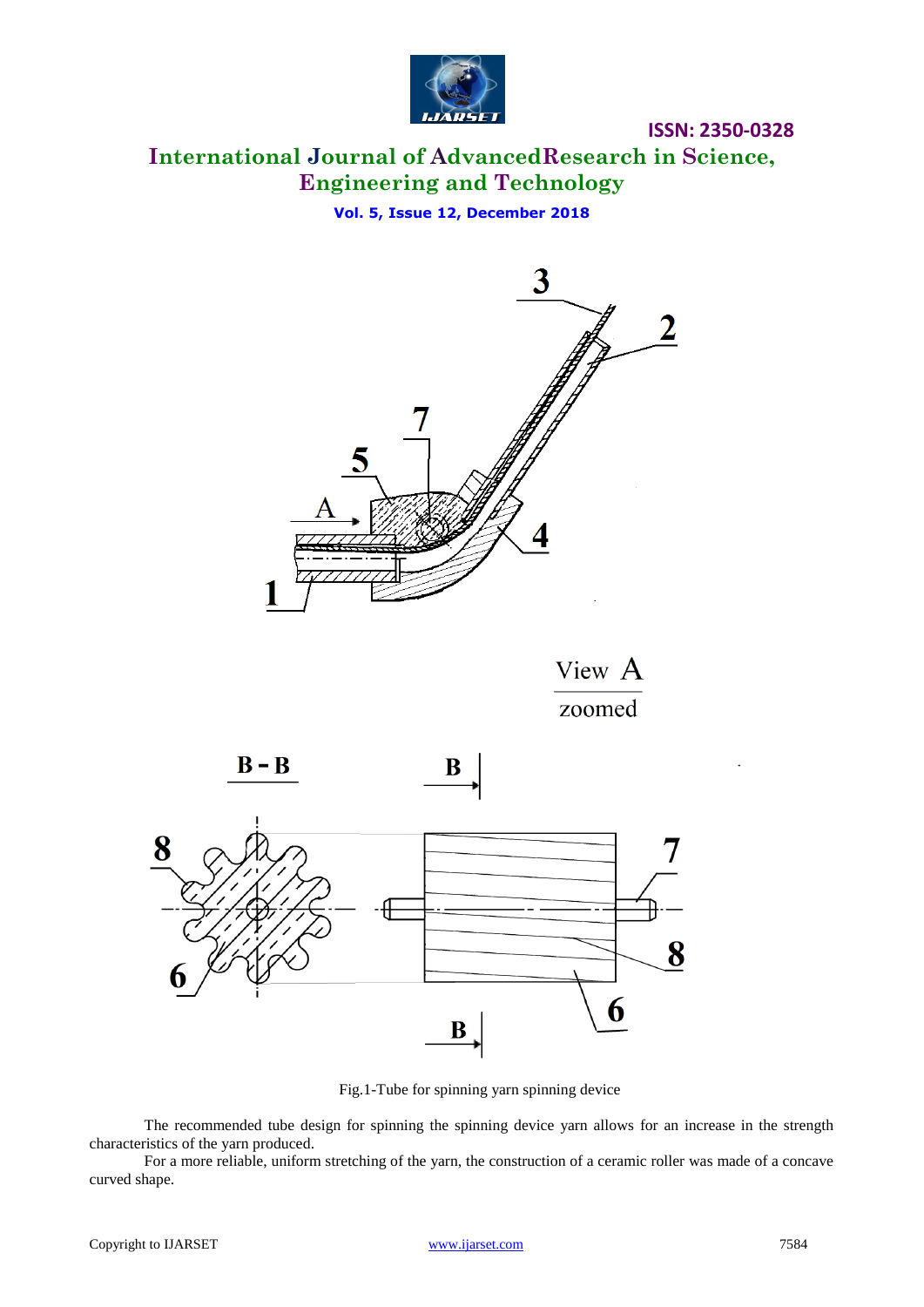Fig.1-Tube for spinning yarn spinning device

The recommended tube design for spinning the spinning device yarn allows for an increase in the strength characteristics of the yarn produced.

For a more reliable, uniform stretching of the yarn, the construction of a ceramic roller was made of a concave curved shape.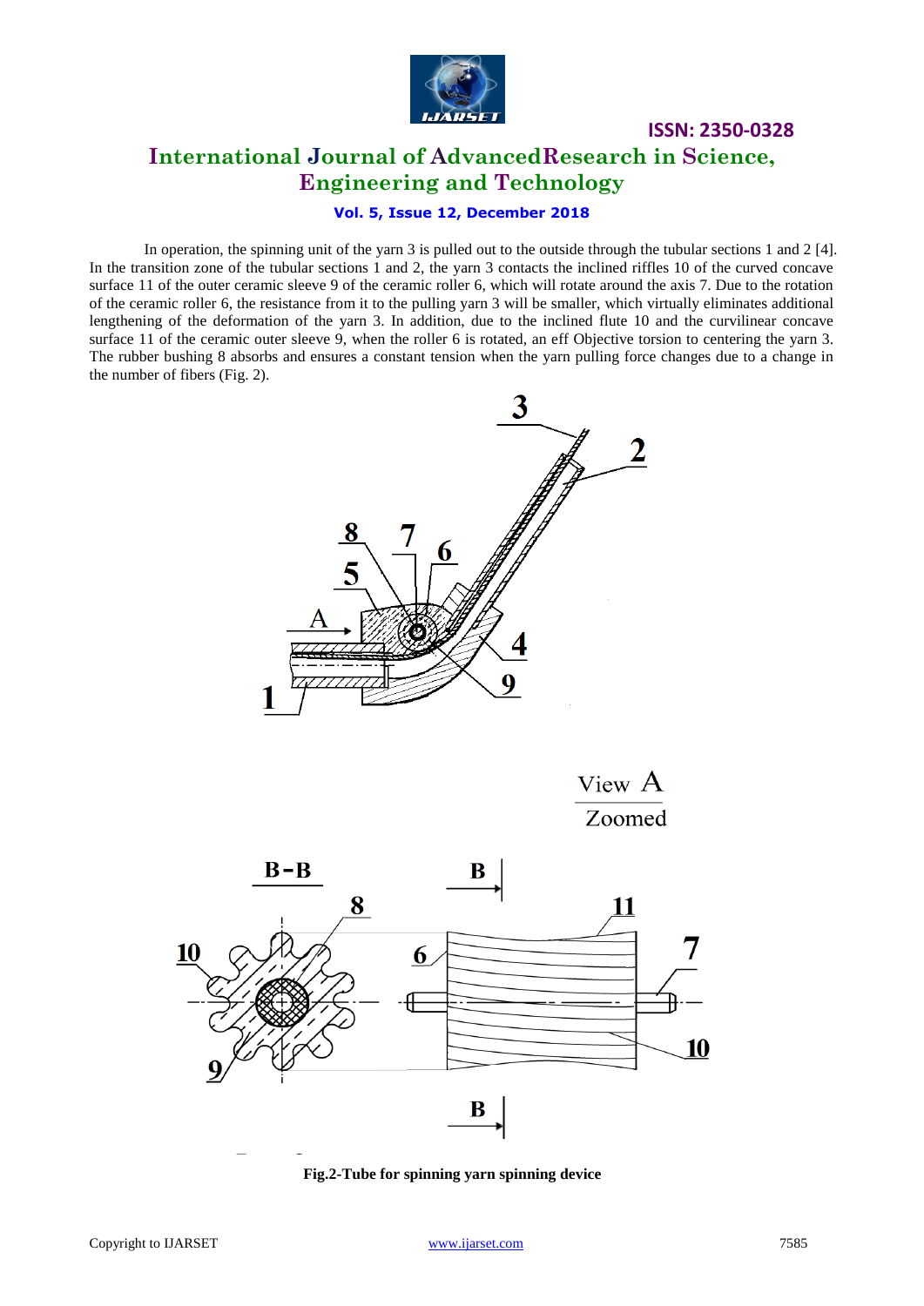In operation, the spinning unit of the yarn 3 is pulled out to the outside through the tubular sections 1 and 2 [4]. In the transition zone of the tubular sections 1 and 2, the yarn 3 contacts the inclined riffles 10 of the curved concave surface 11 of the outer ceramic sleeve 9 of the ceramic roller 6, which will rotate around the axis 7. Due to the rotation of the ceramic roller 6, the resistance from it to the pulling yarn 3 will be smaller, which virtually eliminates additional lengthening of the deformation of the yarn 3. In addition, due to the inclined flute 10 and the curvilinear concave surface 11 of the ceramic outer sleeve 9, when the roller 6 is rotated, an eff Objective torsion to centering the yarn 3. The rubber bushing 8 absorbs and ensures a constant tension when the yarn pulling force changes due to a change in the number of fibers (Fig. 2).

**Fig.2-Tube for spinning yarn spinning device**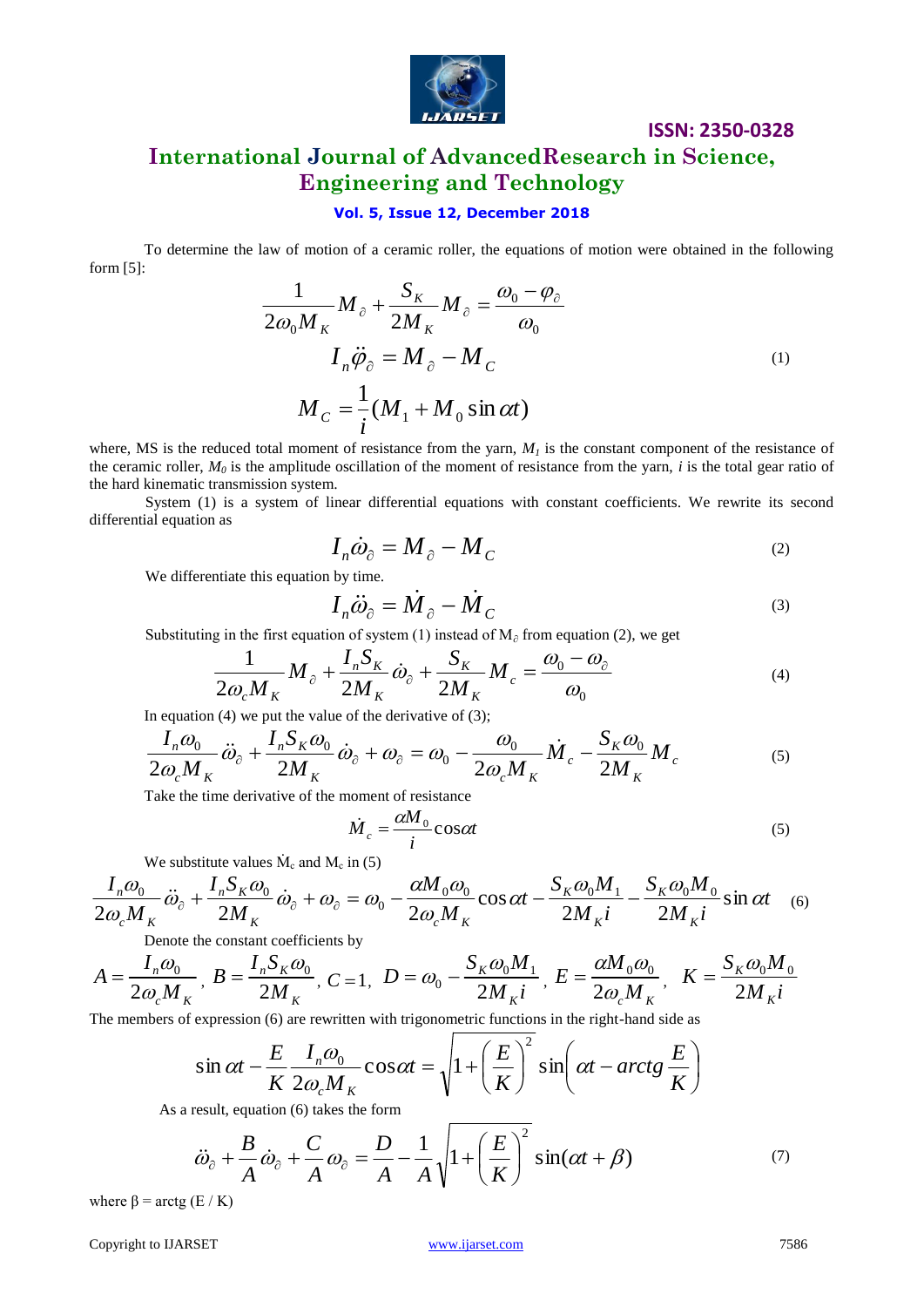To determine the law of motion of a ceramic roller, the equations of motion were obtained in the following form [5]:

$$\frac{1}{2\omega_0 M_K} M_\partial + \frac{S_K}{2M_K} M_\partial = \frac{\omega_0 - \varphi_\partial}{\omega_0}$$

$$I_n \ddot{\varphi}_\partial = M_\partial - M_C \tag{1}$$

$$M_C = \frac{1}{i}(M_1 + M_0 \sin \alpha t)$$

where, MS is the reduced total moment of resistance from the yarn, $M_1$ is the constant component of the resistance of the ceramic roller, $M_0$ is the amplitude oscillation of the moment of resistance from the yarn, $i$ is the total gear ratio of the hard kinematic transmission system.

System (1) is a system of linear differential equations with constant coefficients. We rewrite its second differential equation as

$$I_n \dot{\omega}_\partial = M_\partial - M_C \tag{2}$$

We differentiate this equation by time.

$$I_n \ddot{\omega}_\partial = \dot{M}_\partial - \dot{M}_C \tag{3}$$

Substituting in the first equation of system (1) instead of $M_\partial$ from equation (2), we get

$$\frac{1}{2\omega_c M_K} M_\partial + \frac{I_n S_K}{2M_K} \dot{\omega}_\partial + \frac{S_K}{2M_K} M_c = \frac{\omega_0 - \omega_\partial}{\omega_0} \tag{4}$$

In equation (4) we put the value of the derivative of (3);

$$\frac{I_n \omega_0}{2\omega_c M_K} \ddot{\omega}_\partial + \frac{I_n S_K \omega_0}{2M_K} \dot{\omega}_\partial + \omega_\partial = \omega_0 - \frac{\omega_0}{2\omega_c M_K} \dot{M}_c - \frac{S_K \omega_0}{2M_K} M_c \tag{5}$$

Take the time derivative of the moment of resistance

$$\dot{M}_c = \frac{\alpha M_0}{i} \cos \alpha t \tag{5}$$

We substitute values $\dot{M}_c$ and $M_c$ in (5)

$$\frac{I_n \omega_0}{2\omega_c M_K} \ddot{\omega}_\partial + \frac{I_n S_K \omega_0}{2M_K} \dot{\omega}_\partial + \omega_\partial = \omega_0 - \frac{\alpha M_0 \omega_0}{2\omega_c M_K} \cos \alpha t - \frac{S_K \omega_0 M_1}{2M_K i} - \frac{S_K \omega_0 M_0}{2M_K i} \sin \alpha t \tag{6}$$

Denote the constant coefficients by

$$A = \frac{I_n \omega_0}{2\omega_c M_K}, \; B = \frac{I_n S_K \omega_0}{2M_K}, \; C = 1, \; D = \omega_0 - \frac{S_K \omega_0 M_1}{2M_K i}, \; E = \frac{\alpha M_0 \omega_0}{2\omega_c M_K}, \; K = \frac{S_K \omega_0 M_0}{2M_K i}$$

The members of expression (6) are rewritten with trigonometric functions in the right-hand side as

$$\sin \alpha t - \frac{E}{K} \frac{I_n \omega_0}{2\omega_c M_K} \cos \alpha t = \sqrt{1 + \left(\frac{E}{K}\right)^2} \sin\left(\alpha t - arctg \frac{E}{K}\right)$$

As a result, equation (6) takes the form

$$\ddot{\omega}_\partial + \frac{B}{A} \dot{\omega}_\partial + \frac{C}{A} \omega_\partial = \frac{D}{A} - \frac{1}{A} \sqrt{1 + \left(\frac{E}{K}\right)^2} \sin(\alpha t + \beta) \tag{7}$$

where $\beta = \text{arctg}\,(E / K)$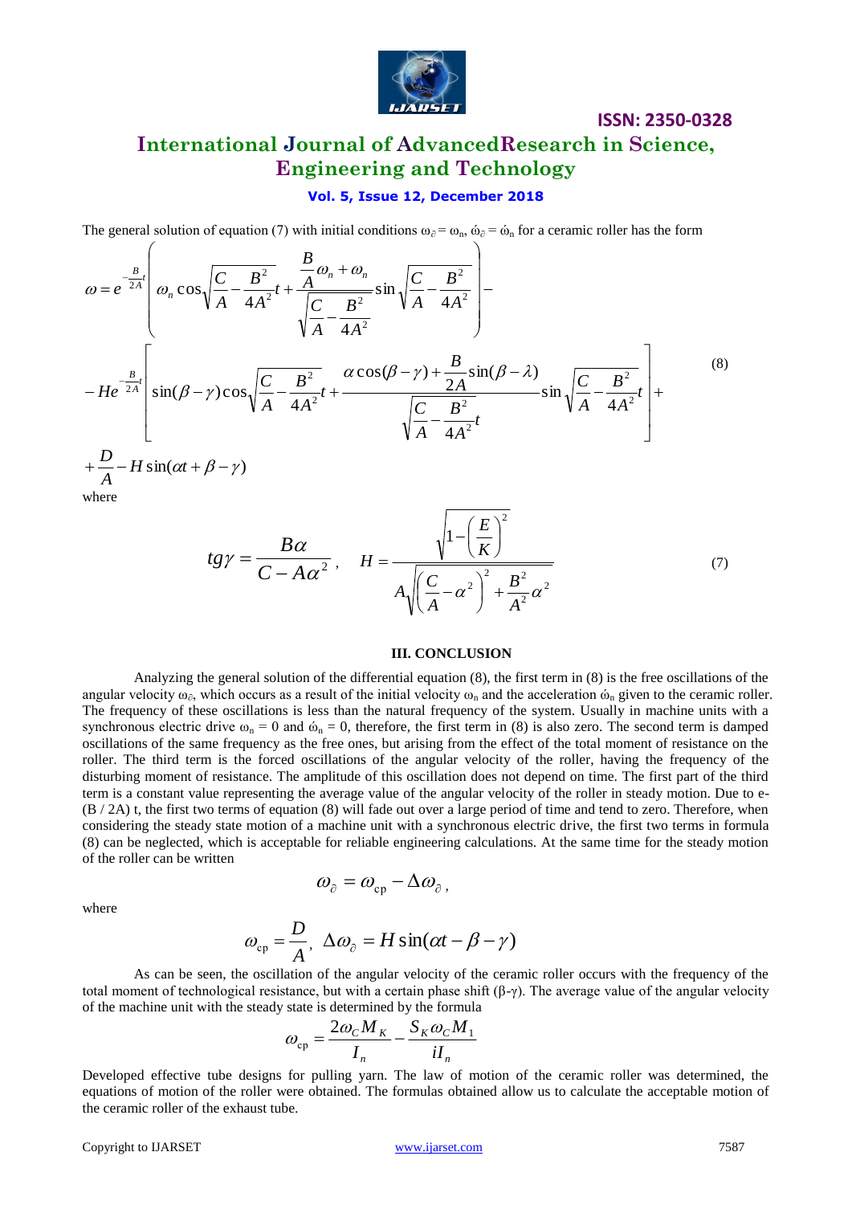The general solution of equation (7) with initial conditions $\omega_\partial = \omega_n$, $\dot{\omega}_\partial = \dot{\omega}_n$ for a ceramic roller has the form

$$\omega = e^{-\frac{B}{2A}t}\left(\omega_n \cos\sqrt{\frac{C}{A}-\frac{B^2}{4A^2}}t + \frac{\frac{B}{A}\omega_n + \omega_n}{\sqrt{\frac{C}{A}-\frac{B^2}{4A^2}}}\sin\sqrt{\frac{C}{A}-\frac{B^2}{4A^2}}\right) -$$

$$-He^{-\frac{B}{2A}t}\left[\sin(\beta-\gamma)\cos\sqrt{\frac{C}{A}-\frac{B^2}{4A^2}}t + \frac{\alpha\cos(\beta-\gamma)+\frac{B}{2A}\sin(\beta-\lambda)}{\sqrt{\frac{C}{A}-\frac{B^2}{4A^2}}t}\sin\sqrt{\frac{C}{A}-\frac{B^2}{4A^2}}t\right] + \qquad (8)$$

$$+\frac{D}{A} - H\sin(\alpha t + \beta - \gamma)$$

where

$$tg\gamma = \frac{B\alpha}{C - A\alpha^2}, \quad H = \frac{\sqrt{1-\left(\frac{E}{K}\right)^2}}{A\sqrt{\left(\frac{C}{A}-\alpha^2\right)^2 + \frac{B^2}{A^2}\alpha^2}} \qquad (7)$$

## III. CONCLUSION

Analyzing the general solution of the differential equation (8), the first term in (8) is the free oscillations of the angular velocity $\omega_\partial$, which occurs as a result of the initial velocity $\omega_n$ and the acceleration $\dot{\omega}_n$ given to the ceramic roller. The frequency of these oscillations is less than the natural frequency of the system. Usually in machine units with a synchronous electric drive $\omega_n = 0$ and $\dot{\omega}_n = 0$, therefore, the first term in (8) is also zero. The second term is damped oscillations of the same frequency as the free ones, but arising from the effect of the total moment of resistance on the roller. The third term is the forced oscillations of the angular velocity of the roller, having the frequency of the disturbing moment of resistance. The amplitude of this oscillation does not depend on time. The first part of the third term is a constant value representing the average value of the angular velocity of the roller in steady motion. Due to e-(B / 2A) t, the first two terms of equation (8) will fade out over a large period of time and tend to zero. Therefore, when considering the steady state motion of a machine unit with a synchronous electric drive, the first two terms in formula (8) can be neglected, which is acceptable for reliable engineering calculations. At the same time for the steady motion of the roller can be written

$$\omega_\partial = \omega_{\text{cp}} - \Delta\omega_\partial,$$

where

$$\omega_{\text{cp}} = \frac{D}{A}, \;\; \Delta\omega_\partial = H\sin(\alpha t - \beta - \gamma)$$

As can be seen, the oscillation of the angular velocity of the ceramic roller occurs with the frequency of the total moment of technological resistance, but with a certain phase shift ($\beta$-$\gamma$). The average value of the angular velocity of the machine unit with the steady state is determined by the formula

$$\omega_{\text{cp}} = \frac{2\omega_C M_K}{I_n} - \frac{S_K \omega_C M_1}{iI_n}$$

Developed effective tube designs for pulling yarn. The law of motion of the ceramic roller was determined, the equations of motion of the roller were obtained. The formulas obtained allow us to calculate the acceptable motion of the ceramic roller of the exhaust tube.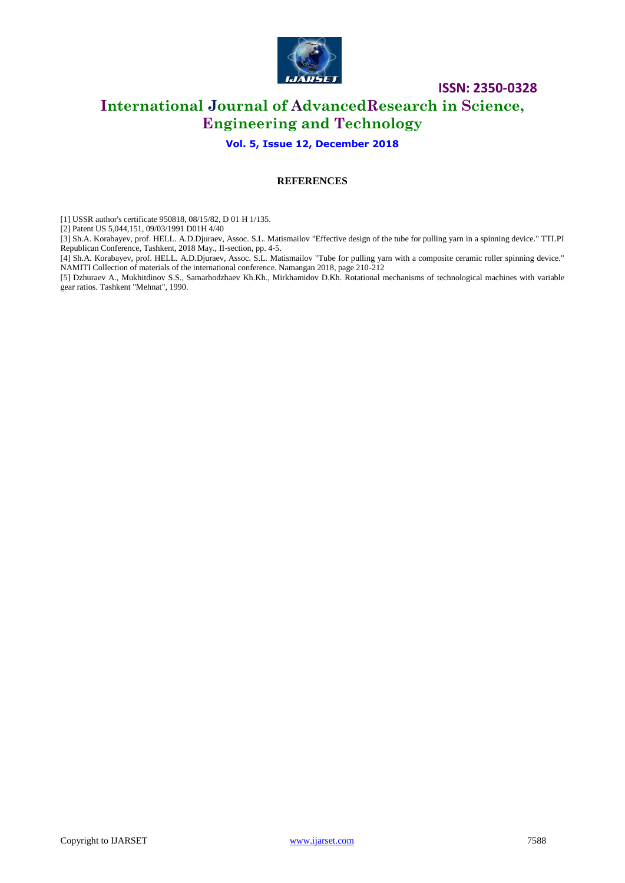## REFERENCES

[1] USSR author's certificate 950818, 08/15/82, D 01 H 1/135.

[2] Patent US 5,044,151, 09/03/1991 D01H 4/40

[3] Sh.A. Korabayev, prof. HELL. A.D.Djuraev, Assoc. S.L. Matismailov "Effective design of the tube for pulling yarn in a spinning device." TTLPI Republican Conference, Tashkent, 2018 May., II-section, pp. 4-5.

[4] Sh.A. Korabayev, prof. HELL. A.D.Djuraev, Assoc. S.L. Matismailov "Tube for pulling yarn with a composite ceramic roller spinning device." NAMITI Collection of materials of the international conference. Namangan 2018, page 210-212

[5] Dzhuraev A., Mukhitdinov S.S., Samarhodzhaev Kh.Kh., Mirkhamidov D.Kh. Rotational mechanisms of technological machines with variable gear ratios. Tashkent "Mehnat", 1990.